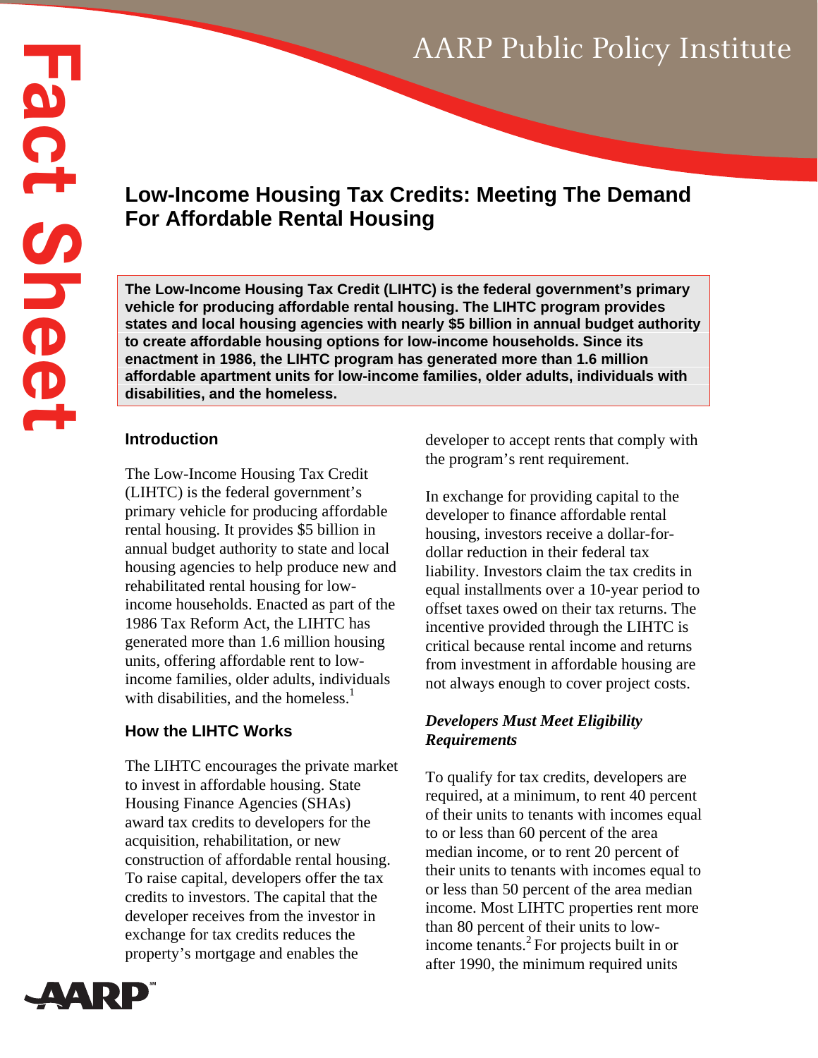# Low-Income Housing Tax Credits: Meeting The Demand For Affordable Rental Housing

**The Low-Income Housing Tax Credit (LIHTC) is the federal government's primary vehicle for producing affordable rental housing. The LIHTC program provides states and local housing agencies with nearly $5 billion in annual budget authority to create affordable housing options for low-income households. Since its enactment in 1986, the LIHTC program has generated more than 1.6 million affordable apartment units for low-income families, older adults, individuals with disabilities, and the homeless.**

## Introduction

The Low-Income Housing Tax Credit (LIHTC) is the federal government's primary vehicle for producing affordable rental housing. It provides $5 billion in annual budget authority to state and local housing agencies to help produce new and rehabilitated rental housing for low-income households. Enacted as part of the 1986 Tax Reform Act, the LIHTC has generated more than 1.6 million housing units, offering affordable rent to low-income families, older adults, individuals with disabilities, and the homeless.[1]

## How the LIHTC Works

The LIHTC encourages the private market to invest in affordable housing. State Housing Finance Agencies (SHAs) award tax credits to developers for the acquisition, rehabilitation, or new construction of affordable rental housing. To raise capital, developers offer the tax credits to investors. The capital that the developer receives from the investor in exchange for tax credits reduces the property's mortgage and enables the developer to accept rents that comply with the program's rent requirement.

In exchange for providing capital to the developer to finance affordable rental housing, investors receive a dollar-for-dollar reduction in their federal tax liability. Investors claim the tax credits in equal installments over a 10-year period to offset taxes owed on their tax returns. The incentive provided through the LIHTC is critical because rental income and returns from investment in affordable housing are not always enough to cover project costs.

### *Developers Must Meet Eligibility Requirements*

To qualify for tax credits, developers are required, at a minimum, to rent 40 percent of their units to tenants with incomes equal to or less than 60 percent of the area median income, or to rent 20 percent of their units to tenants with incomes equal to or less than 50 percent of the area median income. Most LIHTC properties rent more than 80 percent of their units to low-income tenants.[2] For projects built in or after 1990, the minimum required units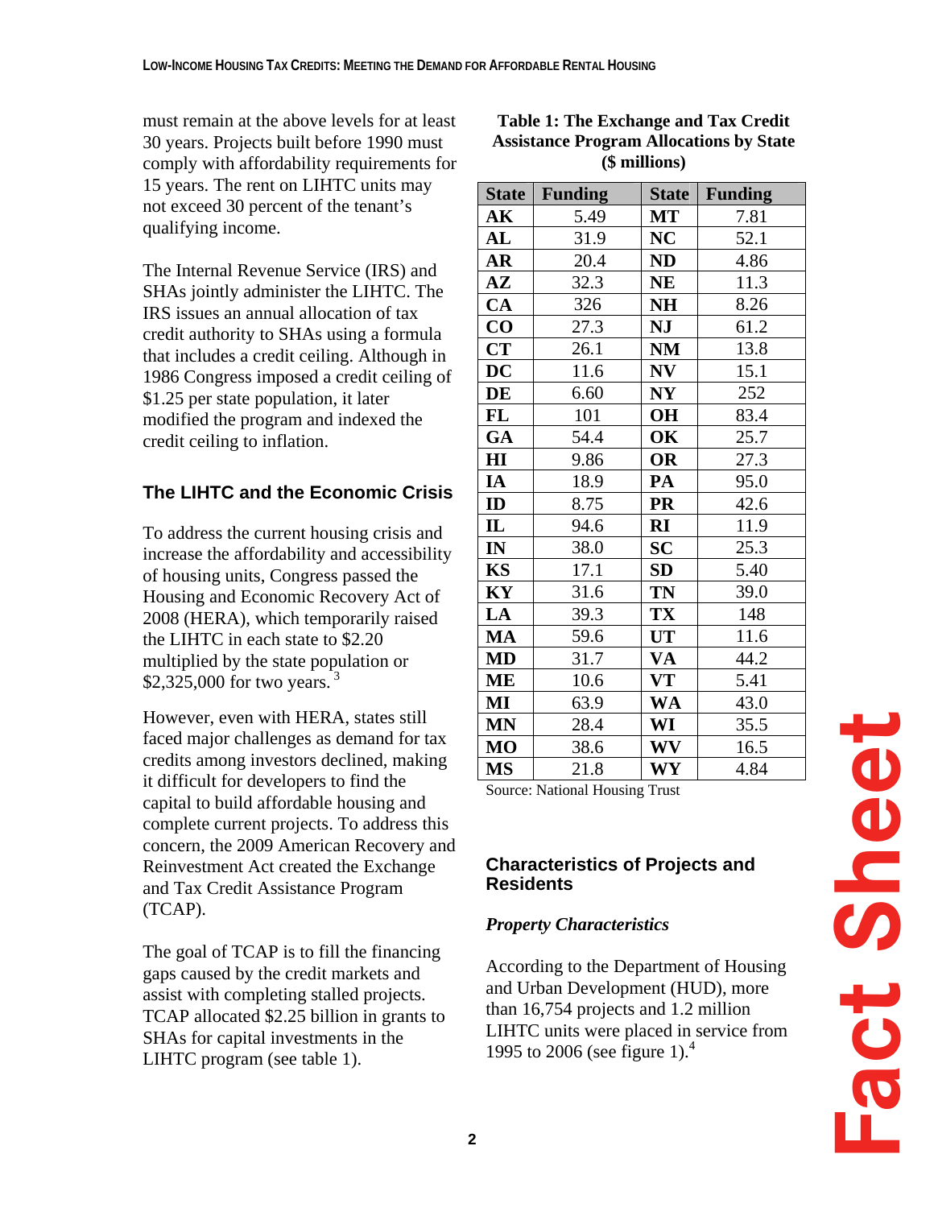must remain at the above levels for at least 30 years. Projects built before 1990 must comply with affordability requirements for 15 years. The rent on LIHTC units may not exceed 30 percent of the tenant's qualifying income.

The Internal Revenue Service (IRS) and SHAs jointly administer the LIHTC. The IRS issues an annual allocation of tax credit authority to SHAs using a formula that includes a credit ceiling. Although in 1986 Congress imposed a credit ceiling of $1.25 per state population, it later modified the program and indexed the credit ceiling to inflation.

## The LIHTC and the Economic Crisis

To address the current housing crisis and increase the affordability and accessibility of housing units, Congress passed the Housing and Economic Recovery Act of 2008 (HERA), which temporarily raised the LIHTC in each state to $2.20 multiplied by the state population or $2,325,000 for two years.[3]

However, even with HERA, states still faced major challenges as demand for tax credits among investors declined, making it difficult for developers to find the capital to build affordable housing and complete current projects. To address this concern, the 2009 American Recovery and Reinvestment Act created the Exchange and Tax Credit Assistance Program (TCAP).

The goal of TCAP is to fill the financing gaps caused by the credit markets and assist with completing stalled projects. TCAP allocated $2.25 billion in grants to SHAs for capital investments in the LIHTC program (see table 1).

**Table 1: The Exchange and Tax Credit Assistance Program Allocations by State ($ millions)**

| State | Funding | State | Funding |
|---|---|---|---|
| **AK** | 5.49 | **MT** | 7.81 |
| **AL** | 31.9 | **NC** | 52.1 |
| **AR** | 20.4 | **ND** | 4.86 |
| **AZ** | 32.3 | **NE** | 11.3 |
| **CA** | 326 | **NH** | 8.26 |
| **CO** | 27.3 | **NJ** | 61.2 |
| **CT** | 26.1 | **NM** | 13.8 |
| **DC** | 11.6 | **NV** | 15.1 |
| **DE** | 6.60 | **NY** | 252 |
| **FL** | 101 | **OH** | 83.4 |
| **GA** | 54.4 | **OK** | 25.7 |
| **HI** | 9.86 | **OR** | 27.3 |
| **IA** | 18.9 | **PA** | 95.0 |
| **ID** | 8.75 | **PR** | 42.6 |
| **IL** | 94.6 | **RI** | 11.9 |
| **IN** | 38.0 | **SC** | 25.3 |
| **KS** | 17.1 | **SD** | 5.40 |
| **KY** | 31.6 | **TN** | 39.0 |
| **LA** | 39.3 | **TX** | 148 |
| **MA** | 59.6 | **UT** | 11.6 |
| **MD** | 31.7 | **VA** | 44.2 |
| **ME** | 10.6 | **VT** | 5.41 |
| **MI** | 63.9 | **WA** | 43.0 |
| **MN** | 28.4 | **WI** | 35.5 |
| **MO** | 38.6 | **WV** | 16.5 |
| **MS** | 21.8 | **WY** | 4.84 |

Source: National Housing Trust

## Characteristics of Projects and Residents

### *Property Characteristics*

According to the Department of Housing and Urban Development (HUD), more than 16,754 projects and 1.2 million LIHTC units were placed in service from 1995 to 2006 (see figure 1).[4]

Fact Sheet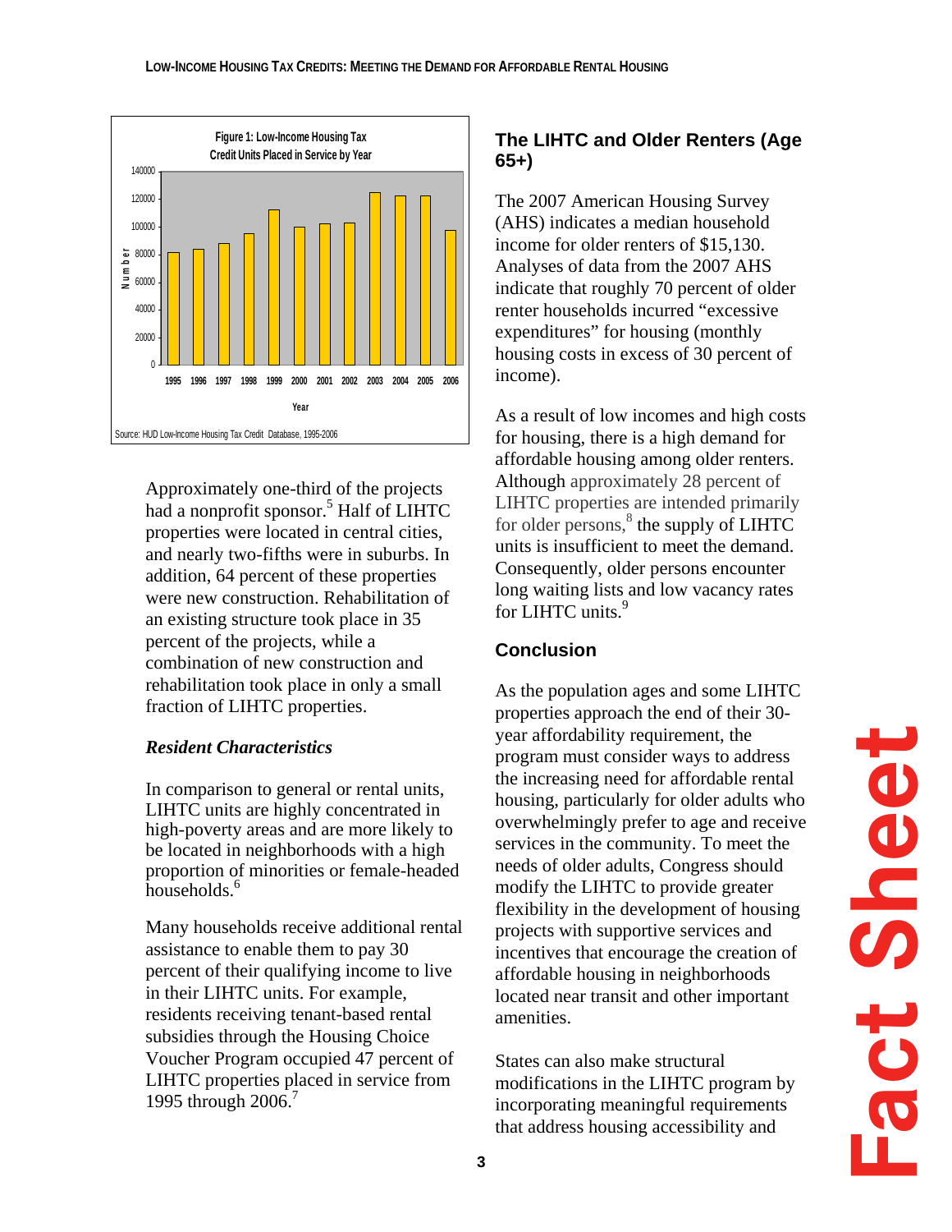Figure 1: Low-Income Housing Tax Credit Units Placed in Service by Year

Source: HUD Low-Income Housing Tax Credit Database, 1995-2006

Approximately one-third of the projects had a nonprofit sponsor.[5] Half of LIHTC properties were located in central cities, and nearly two-fifths were in suburbs. In addition, 64 percent of these properties were new construction. Rehabilitation of an existing structure took place in 35 percent of the projects, while a combination of new construction and rehabilitation took place in only a small fraction of LIHTC properties.

### *Resident Characteristics*

In comparison to general or rental units, LIHTC units are highly concentrated in high-poverty areas and are more likely to be located in neighborhoods with a high proportion of minorities or female-headed households.[6]

Many households receive additional rental assistance to enable them to pay 30 percent of their qualifying income to live in their LIHTC units. For example, residents receiving tenant-based rental subsidies through the Housing Choice Voucher Program occupied 47 percent of LIHTC properties placed in service from 1995 through 2006.[7]

## The LIHTC and Older Renters (Age 65+)

The 2007 American Housing Survey (AHS) indicates a median household income for older renters of $15,130. Analyses of data from the 2007 AHS indicate that roughly 70 percent of older renter households incurred "excessive expenditures" for housing (monthly housing costs in excess of 30 percent of income).

As a result of low incomes and high costs for housing, there is a high demand for affordable housing among older renters. Although approximately 28 percent of LIHTC properties are intended primarily for older persons,[8] the supply of LIHTC units is insufficient to meet the demand. Consequently, older persons encounter long waiting lists and low vacancy rates for LIHTC units.[9]

## Conclusion

As the population ages and some LIHTC properties approach the end of their 30-year affordability requirement, the program must consider ways to address the increasing need for affordable rental housing, particularly for older adults who overwhelmingly prefer to age and receive services in the community. To meet the needs of older adults, Congress should modify the LIHTC to provide greater flexibility in the development of housing projects with supportive services and incentives that encourage the creation of affordable housing in neighborhoods located near transit and other important amenities.

States can also make structural modifications in the LIHTC program by incorporating meaningful requirements that address housing accessibility and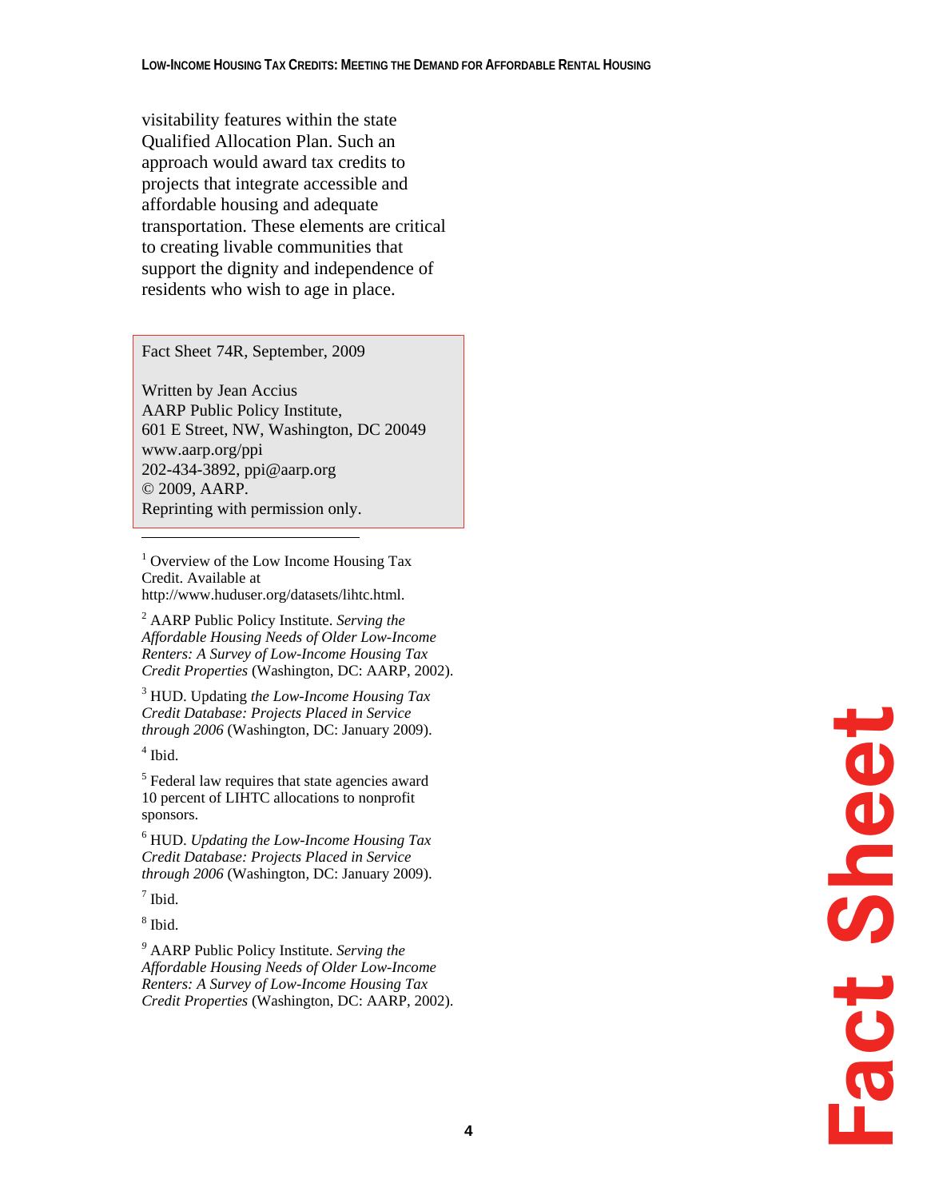visitability features within the state Qualified Allocation Plan. Such an approach would award tax credits to projects that integrate accessible and affordable housing and adequate transportation. These elements are critical to creating livable communities that support the dignity and independence of residents who wish to age in place.

Fact Sheet 74R, September, 2009

Written by Jean Accius
AARP Public Policy Institute,
601 E Street, NW, Washington, DC 20049
www.aarp.org/ppi
202-434-3892, ppi@aarp.org
© 2009, AARP.
Reprinting with permission only.

---

[1] Overview of the Low Income Housing Tax Credit. Available at http://www.huduser.org/datasets/lihtc.html.

[2] AARP Public Policy Institute. *Serving the Affordable Housing Needs of Older Low-Income Renters: A Survey of Low-Income Housing Tax Credit Properties* (Washington, DC: AARP, 2002).

[3] HUD. Updating *the Low-Income Housing Tax Credit Database: Projects Placed in Service through 2006* (Washington, DC: January 2009).

[4] Ibid.

[5] Federal law requires that state agencies award 10 percent of LIHTC allocations to nonprofit sponsors.

[6] HUD. *Updating the Low-Income Housing Tax Credit Database: Projects Placed in Service through 2006* (Washington, DC: January 2009).

[7] Ibid.

[8] Ibid.

[9] AARP Public Policy Institute. *Serving the Affordable Housing Needs of Older Low-Income Renters: A Survey of Low-Income Housing Tax Credit Properties* (Washington, DC: AARP, 2002).

Fact Sheet